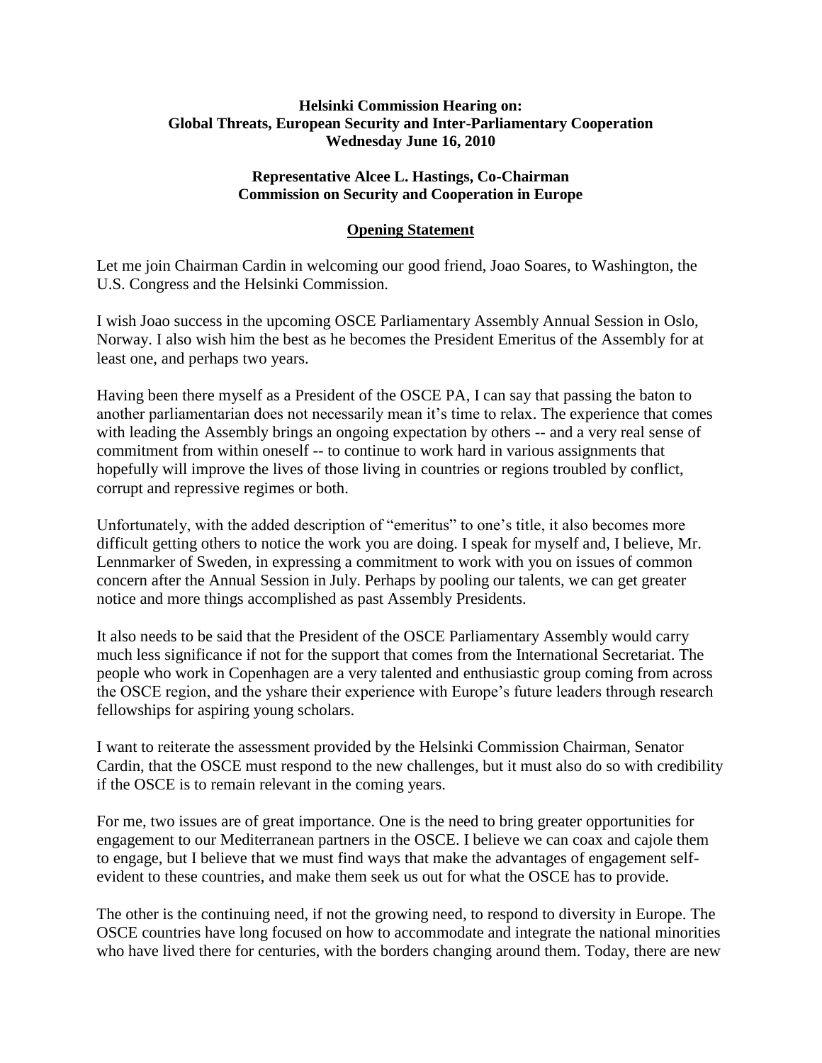**Helsinki Commission Hearing on:**
**Global Threats, European Security and Inter-Parliamentary Cooperation**
**Wednesday June 16, 2010**

**Representative Alcee L. Hastings, Co-Chairman**
**Commission on Security and Cooperation in Europe**

## Opening Statement

Let me join Chairman Cardin in welcoming our good friend, Joao Soares, to Washington, the U.S. Congress and the Helsinki Commission.

I wish Joao success in the upcoming OSCE Parliamentary Assembly Annual Session in Oslo, Norway. I also wish him the best as he becomes the President Emeritus of the Assembly for at least one, and perhaps two years.

Having been there myself as a President of the OSCE PA, I can say that passing the baton to another parliamentarian does not necessarily mean it's time to relax. The experience that comes with leading the Assembly brings an ongoing expectation by others -- and a very real sense of commitment from within oneself -- to continue to work hard in various assignments that hopefully will improve the lives of those living in countries or regions troubled by conflict, corrupt and repressive regimes or both.

Unfortunately, with the added description of "emeritus" to one's title, it also becomes more difficult getting others to notice the work you are doing. I speak for myself and, I believe, Mr. Lennmarker of Sweden, in expressing a commitment to work with you on issues of common concern after the Annual Session in July. Perhaps by pooling our talents, we can get greater notice and more things accomplished as past Assembly Presidents.

It also needs to be said that the President of the OSCE Parliamentary Assembly would carry much less significance if not for the support that comes from the International Secretariat. The people who work in Copenhagen are a very talented and enthusiastic group coming from across the OSCE region, and the yshare their experience with Europe's future leaders through research fellowships for aspiring young scholars.

I want to reiterate the assessment provided by the Helsinki Commission Chairman, Senator Cardin, that the OSCE must respond to the new challenges, but it must also do so with credibility if the OSCE is to remain relevant in the coming years.

For me, two issues are of great importance. One is the need to bring greater opportunities for engagement to our Mediterranean partners in the OSCE. I believe we can coax and cajole them to engage, but I believe that we must find ways that make the advantages of engagement self-evident to these countries, and make them seek us out for what the OSCE has to provide.

The other is the continuing need, if not the growing need, to respond to diversity in Europe. The OSCE countries have long focused on how to accommodate and integrate the national minorities who have lived there for centuries, with the borders changing around them. Today, there are new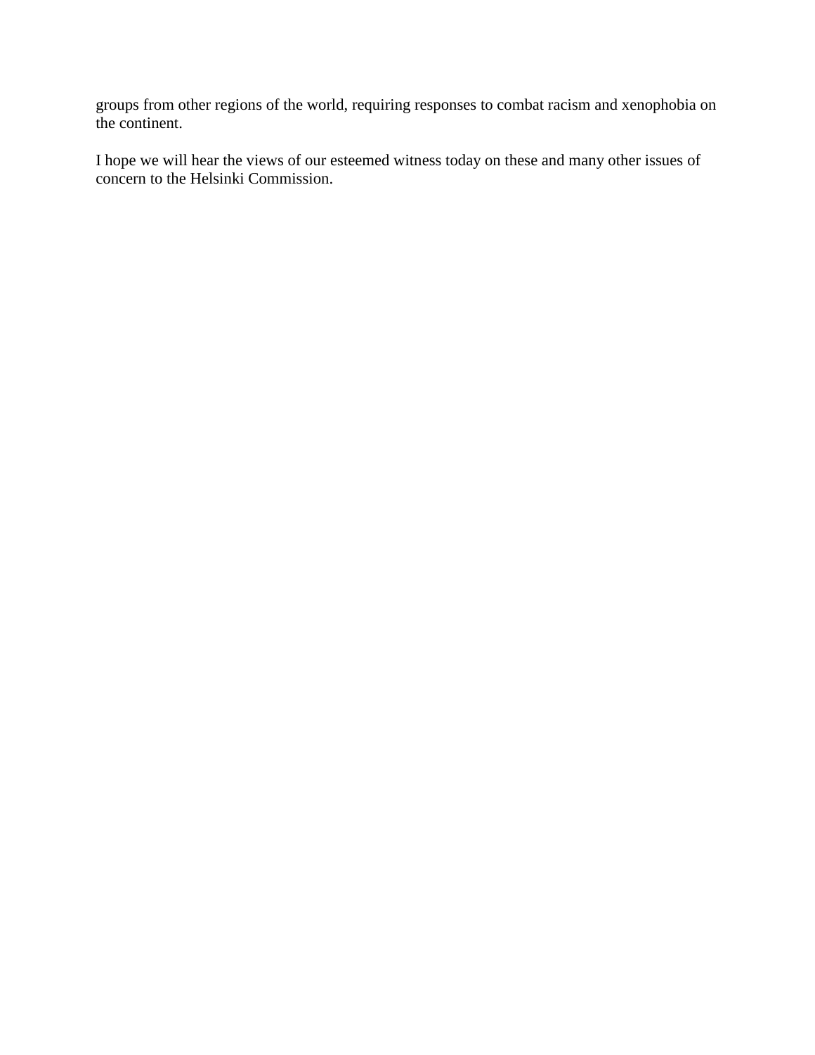groups from other regions of the world, requiring responses to combat racism and xenophobia on the continent.

I hope we will hear the views of our esteemed witness today on these and many other issues of concern to the Helsinki Commission.